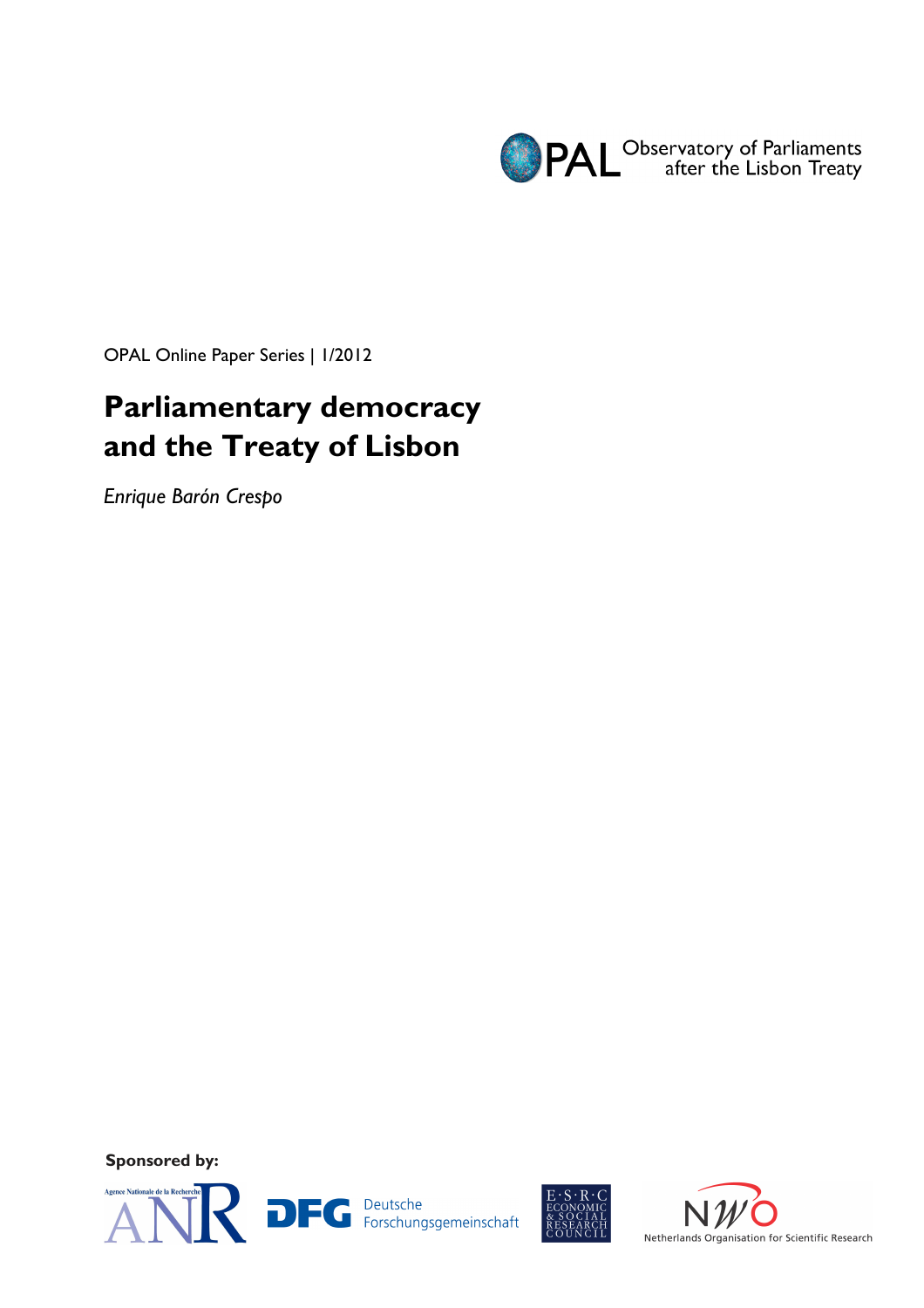OPAL Observatory of Parliaments after the Lisbon Treaty

OPAL Online Paper Series | 1/2012

# Parliamentary democracy and the Treaty of Lisbon

*Enrique Barón Crespo*

**Sponsored by:**

Agence Nationale de la Recherche ANR

DFG Deutsche Forschungsgemeinschaft

E·S·R·C Economic & Social Research Council

NWO Netherlands Organisation for Scientific Research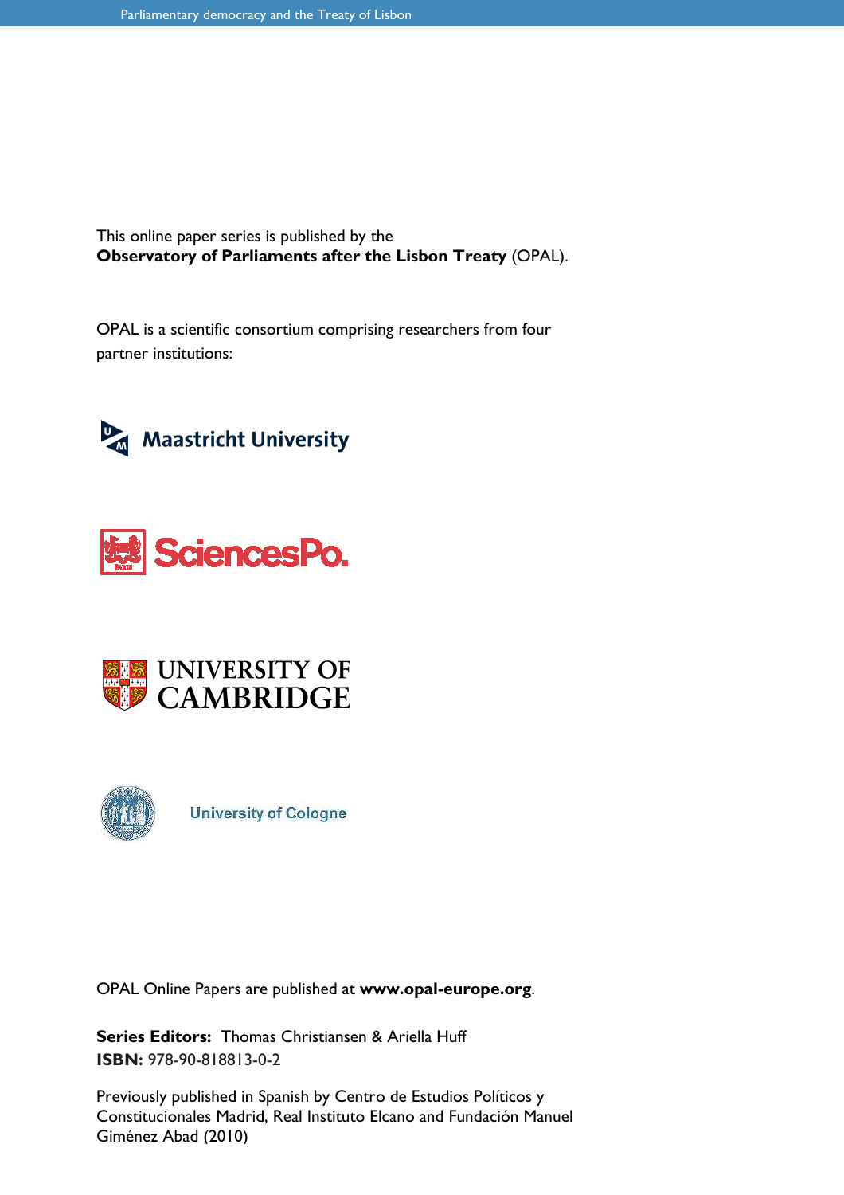This online paper series is published by the
**Observatory of Parliaments after the Lisbon Treaty** (OPAL).

OPAL is a scientific consortium comprising researchers from four partner institutions:

Maastricht University

SciencesPo.

UNIVERSITY OF CAMBRIDGE

University of Cologne

OPAL Online Papers are published at **www.opal-europe.org**.

**Series Editors:** Thomas Christiansen & Ariella Huff
**ISBN:** 978-90-818813-0-2

Previously published in Spanish by Centro de Estudios Políticos y Constitucionales Madrid, Real Instituto Elcano and Fundación Manuel Giménez Abad (2010)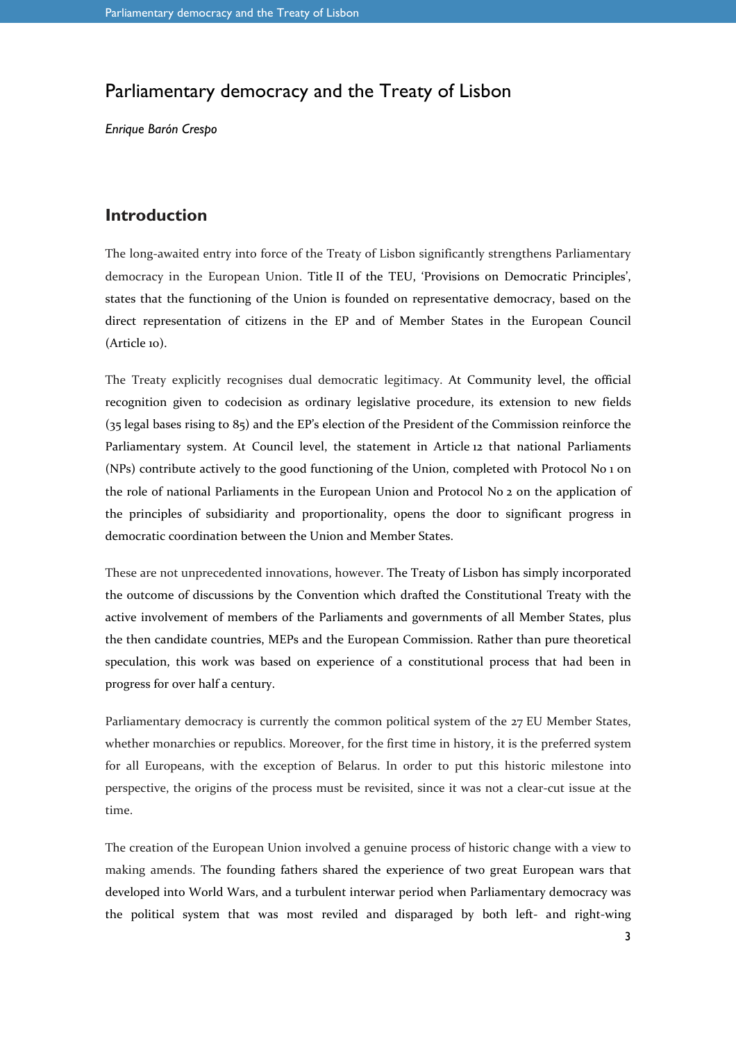# Parliamentary democracy and the Treaty of Lisbon

*Enrique Barón Crespo*

## Introduction

The long-awaited entry into force of the Treaty of Lisbon significantly strengthens Parliamentary democracy in the European Union. Title II of the TEU, 'Provisions on Democratic Principles', states that the functioning of the Union is founded on representative democracy, based on the direct representation of citizens in the EP and of Member States in the European Council (Article 10).

The Treaty explicitly recognises dual democratic legitimacy. At Community level, the official recognition given to codecision as ordinary legislative procedure, its extension to new fields (35 legal bases rising to 85) and the EP's election of the President of the Commission reinforce the Parliamentary system. At Council level, the statement in Article 12 that national Parliaments (NPs) contribute actively to the good functioning of the Union, completed with Protocol No 1 on the role of national Parliaments in the European Union and Protocol No 2 on the application of the principles of subsidiarity and proportionality, opens the door to significant progress in democratic coordination between the Union and Member States.

These are not unprecedented innovations, however. The Treaty of Lisbon has simply incorporated the outcome of discussions by the Convention which drafted the Constitutional Treaty with the active involvement of members of the Parliaments and governments of all Member States, plus the then candidate countries, MEPs and the European Commission. Rather than pure theoretical speculation, this work was based on experience of a constitutional process that had been in progress for over half a century.

Parliamentary democracy is currently the common political system of the 27 EU Member States, whether monarchies or republics. Moreover, for the first time in history, it is the preferred system for all Europeans, with the exception of Belarus. In order to put this historic milestone into perspective, the origins of the process must be revisited, since it was not a clear-cut issue at the time.

The creation of the European Union involved a genuine process of historic change with a view to making amends. The founding fathers shared the experience of two great European wars that developed into World Wars, and a turbulent interwar period when Parliamentary democracy was the political system that was most reviled and disparaged by both left- and right-wing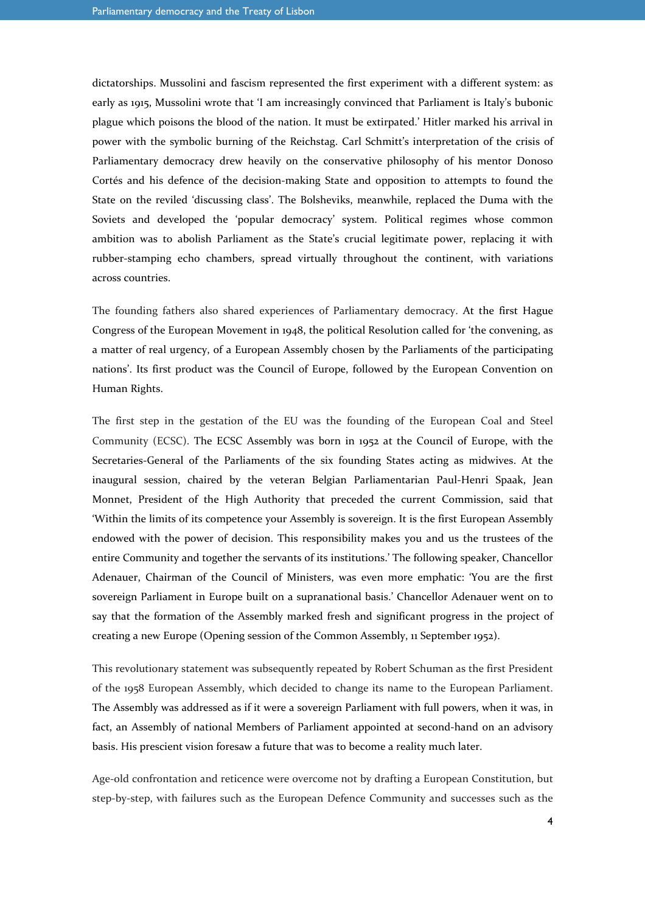dictatorships. Mussolini and fascism represented the first experiment with a different system: as early as 1915, Mussolini wrote that 'I am increasingly convinced that Parliament is Italy's bubonic plague which poisons the blood of the nation. It must be extirpated.' Hitler marked his arrival in power with the symbolic burning of the Reichstag. Carl Schmitt's interpretation of the crisis of Parliamentary democracy drew heavily on the conservative philosophy of his mentor Donoso Cortés and his defence of the decision-making State and opposition to attempts to found the State on the reviled 'discussing class'. The Bolsheviks, meanwhile, replaced the Duma with the Soviets and developed the 'popular democracy' system. Political regimes whose common ambition was to abolish Parliament as the State's crucial legitimate power, replacing it with rubber-stamping echo chambers, spread virtually throughout the continent, with variations across countries.

The founding fathers also shared experiences of Parliamentary democracy. At the first Hague Congress of the European Movement in 1948, the political Resolution called for 'the convening, as a matter of real urgency, of a European Assembly chosen by the Parliaments of the participating nations'. Its first product was the Council of Europe, followed by the European Convention on Human Rights.

The first step in the gestation of the EU was the founding of the European Coal and Steel Community (ECSC). The ECSC Assembly was born in 1952 at the Council of Europe, with the Secretaries-General of the Parliaments of the six founding States acting as midwives. At the inaugural session, chaired by the veteran Belgian Parliamentarian Paul-Henri Spaak, Jean Monnet, President of the High Authority that preceded the current Commission, said that 'Within the limits of its competence your Assembly is sovereign. It is the first European Assembly endowed with the power of decision. This responsibility makes you and us the trustees of the entire Community and together the servants of its institutions.' The following speaker, Chancellor Adenauer, Chairman of the Council of Ministers, was even more emphatic: 'You are the first sovereign Parliament in Europe built on a supranational basis.' Chancellor Adenauer went on to say that the formation of the Assembly marked fresh and significant progress in the project of creating a new Europe (Opening session of the Common Assembly, 11 September 1952).

This revolutionary statement was subsequently repeated by Robert Schuman as the first President of the 1958 European Assembly, which decided to change its name to the European Parliament. The Assembly was addressed as if it were a sovereign Parliament with full powers, when it was, in fact, an Assembly of national Members of Parliament appointed at second-hand on an advisory basis. His prescient vision foresaw a future that was to become a reality much later.

Age-old confrontation and reticence were overcome not by drafting a European Constitution, but step-by-step, with failures such as the European Defence Community and successes such as the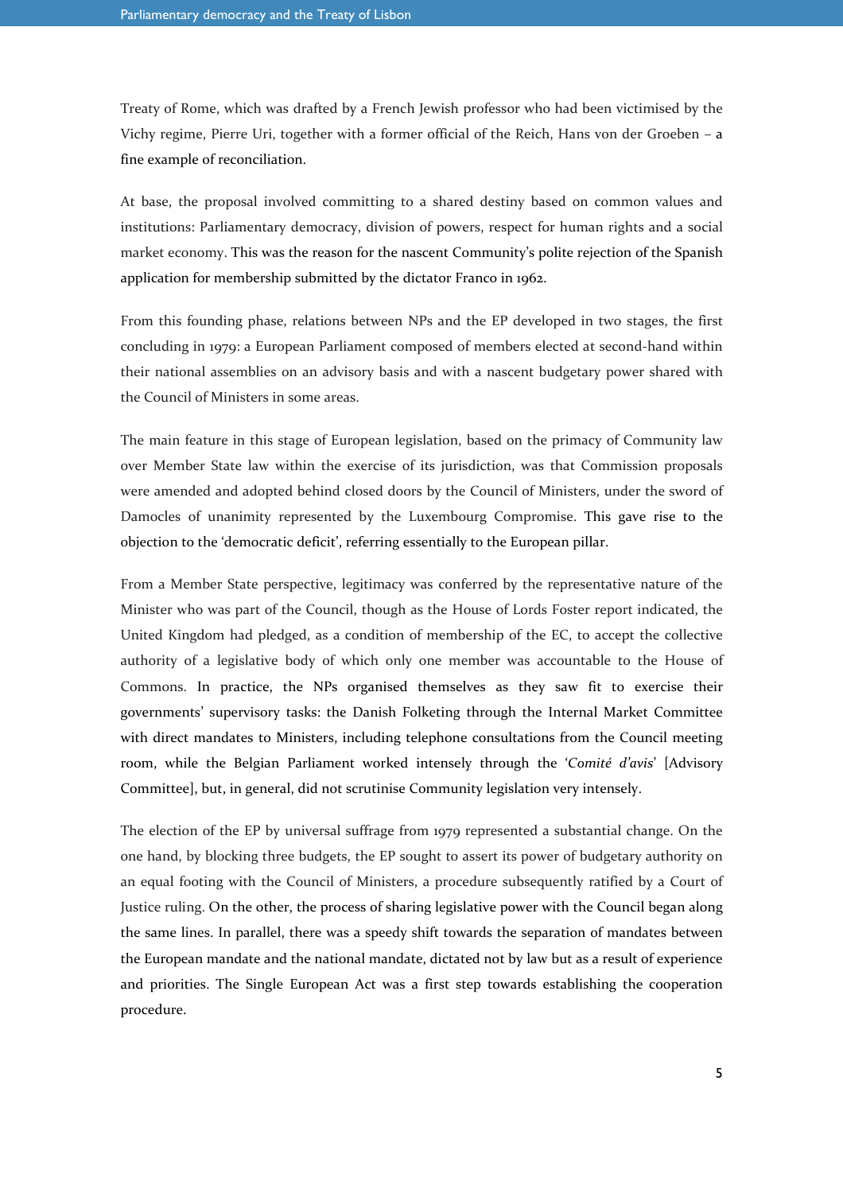Treaty of Rome, which was drafted by a French Jewish professor who had been victimised by the Vichy regime, Pierre Uri, together with a former official of the Reich, Hans von der Groeben – a fine example of reconciliation.

At base, the proposal involved committing to a shared destiny based on common values and institutions: Parliamentary democracy, division of powers, respect for human rights and a social market economy. This was the reason for the nascent Community's polite rejection of the Spanish application for membership submitted by the dictator Franco in 1962.

From this founding phase, relations between NPs and the EP developed in two stages, the first concluding in 1979: a European Parliament composed of members elected at second-hand within their national assemblies on an advisory basis and with a nascent budgetary power shared with the Council of Ministers in some areas.

The main feature in this stage of European legislation, based on the primacy of Community law over Member State law within the exercise of its jurisdiction, was that Commission proposals were amended and adopted behind closed doors by the Council of Ministers, under the sword of Damocles of unanimity represented by the Luxembourg Compromise. This gave rise to the objection to the 'democratic deficit', referring essentially to the European pillar.

From a Member State perspective, legitimacy was conferred by the representative nature of the Minister who was part of the Council, though as the House of Lords Foster report indicated, the United Kingdom had pledged, as a condition of membership of the EC, to accept the collective authority of a legislative body of which only one member was accountable to the House of Commons. In practice, the NPs organised themselves as they saw fit to exercise their governments' supervisory tasks: the Danish Folketing through the Internal Market Committee with direct mandates to Ministers, including telephone consultations from the Council meeting room, while the Belgian Parliament worked intensely through the '*Comité d'avis*' [Advisory Committee], but, in general, did not scrutinise Community legislation very intensely.

The election of the EP by universal suffrage from 1979 represented a substantial change. On the one hand, by blocking three budgets, the EP sought to assert its power of budgetary authority on an equal footing with the Council of Ministers, a procedure subsequently ratified by a Court of Justice ruling. On the other, the process of sharing legislative power with the Council began along the same lines. In parallel, there was a speedy shift towards the separation of mandates between the European mandate and the national mandate, dictated not by law but as a result of experience and priorities. The Single European Act was a first step towards establishing the cooperation procedure.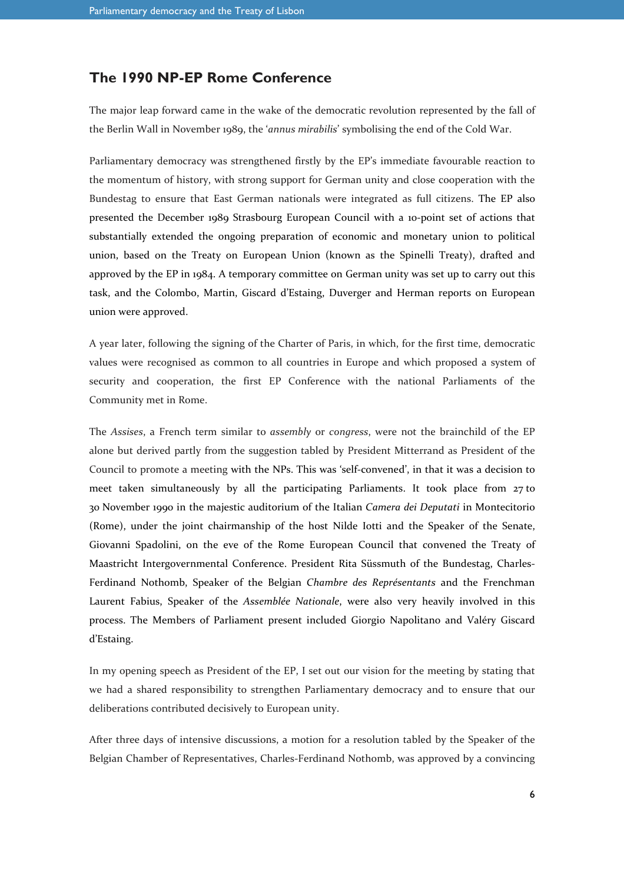## The 1990 NP-EP Rome Conference

The major leap forward came in the wake of the democratic revolution represented by the fall of the Berlin Wall in November 1989, the '*annus mirabilis*' symbolising the end of the Cold War.

Parliamentary democracy was strengthened firstly by the EP's immediate favourable reaction to the momentum of history, with strong support for German unity and close cooperation with the Bundestag to ensure that East German nationals were integrated as full citizens. The EP also presented the December 1989 Strasbourg European Council with a 10-point set of actions that substantially extended the ongoing preparation of economic and monetary union to political union, based on the Treaty on European Union (known as the Spinelli Treaty), drafted and approved by the EP in 1984. A temporary committee on German unity was set up to carry out this task, and the Colombo, Martin, Giscard d'Estaing, Duverger and Herman reports on European union were approved.

A year later, following the signing of the Charter of Paris, in which, for the first time, democratic values were recognised as common to all countries in Europe and which proposed a system of security and cooperation, the first EP Conference with the national Parliaments of the Community met in Rome.

The *Assises*, a French term similar to *assembly* or *congress*, were not the brainchild of the EP alone but derived partly from the suggestion tabled by President Mitterrand as President of the Council to promote a meeting with the NPs. This was 'self-convened', in that it was a decision to meet taken simultaneously by all the participating Parliaments. It took place from 27 to 30 November 1990 in the majestic auditorium of the Italian *Camera dei Deputati* in Montecitorio (Rome), under the joint chairmanship of the host Nilde Iotti and the Speaker of the Senate, Giovanni Spadolini, on the eve of the Rome European Council that convened the Treaty of Maastricht Intergovernmental Conference. President Rita Süssmuth of the Bundestag, Charles-Ferdinand Nothomb, Speaker of the Belgian *Chambre des Représentants* and the Frenchman Laurent Fabius, Speaker of the *Assemblée Nationale*, were also very heavily involved in this process. The Members of Parliament present included Giorgio Napolitano and Valéry Giscard d'Estaing.

In my opening speech as President of the EP, I set out our vision for the meeting by stating that we had a shared responsibility to strengthen Parliamentary democracy and to ensure that our deliberations contributed decisively to European unity.

After three days of intensive discussions, a motion for a resolution tabled by the Speaker of the Belgian Chamber of Representatives, Charles-Ferdinand Nothomb, was approved by a convincing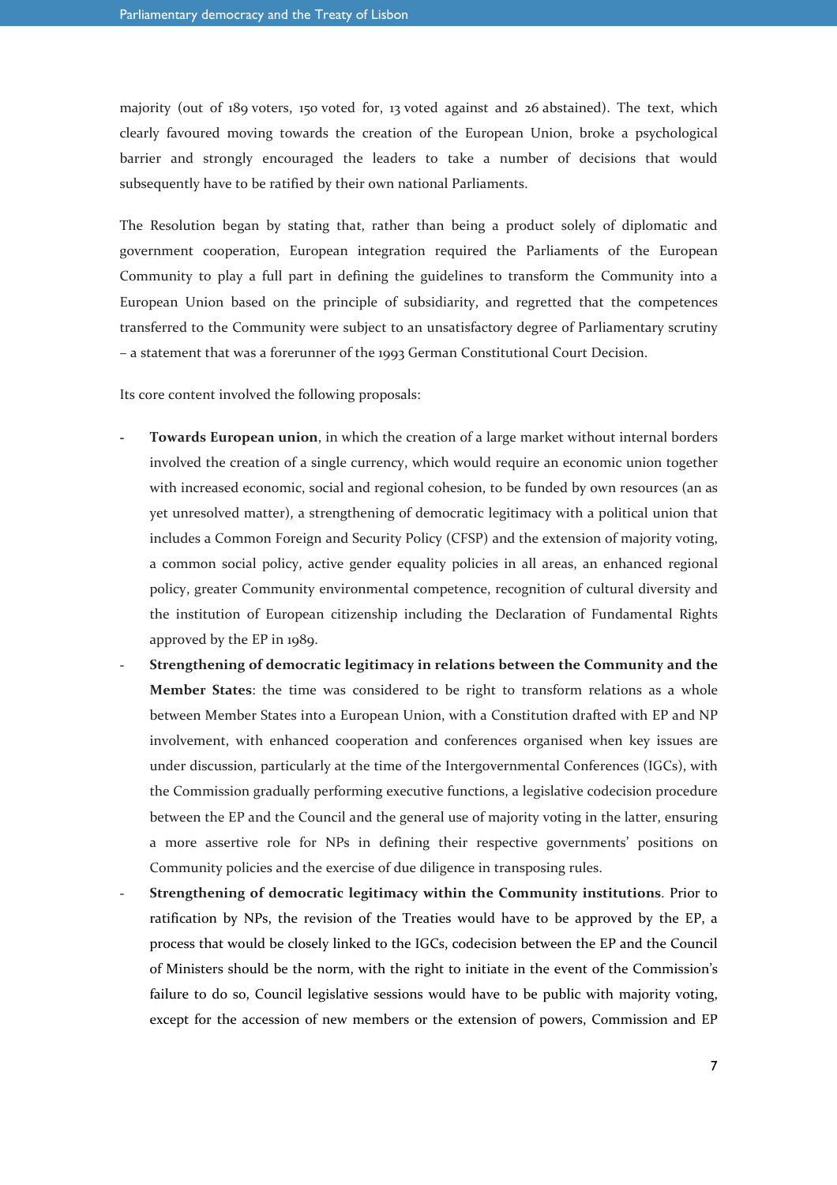majority (out of 189 voters, 150 voted for, 13 voted against and 26 abstained). The text, which clearly favoured moving towards the creation of the European Union, broke a psychological barrier and strongly encouraged the leaders to take a number of decisions that would subsequently have to be ratified by their own national Parliaments.

The Resolution began by stating that, rather than being a product solely of diplomatic and government cooperation, European integration required the Parliaments of the European Community to play a full part in defining the guidelines to transform the Community into a European Union based on the principle of subsidiarity, and regretted that the competences transferred to the Community were subject to an unsatisfactory degree of Parliamentary scrutiny – a statement that was a forerunner of the 1993 German Constitutional Court Decision.

Its core content involved the following proposals:

- **Towards European union**, in which the creation of a large market without internal borders involved the creation of a single currency, which would require an economic union together with increased economic, social and regional cohesion, to be funded by own resources (an as yet unresolved matter), a strengthening of democratic legitimacy with a political union that includes a Common Foreign and Security Policy (CFSP) and the extension of majority voting, a common social policy, active gender equality policies in all areas, an enhanced regional policy, greater Community environmental competence, recognition of cultural diversity and the institution of European citizenship including the Declaration of Fundamental Rights approved by the EP in 1989.
- **Strengthening of democratic legitimacy in relations between the Community and the Member States**: the time was considered to be right to transform relations as a whole between Member States into a European Union, with a Constitution drafted with EP and NP involvement, with enhanced cooperation and conferences organised when key issues are under discussion, particularly at the time of the Intergovernmental Conferences (IGCs), with the Commission gradually performing executive functions, a legislative codecision procedure between the EP and the Council and the general use of majority voting in the latter, ensuring a more assertive role for NPs in defining their respective governments' positions on Community policies and the exercise of due diligence in transposing rules.
- **Strengthening of democratic legitimacy within the Community institutions**. Prior to ratification by NPs, the revision of the Treaties would have to be approved by the EP, a process that would be closely linked to the IGCs, codecision between the EP and the Council of Ministers should be the norm, with the right to initiate in the event of the Commission's failure to do so, Council legislative sessions would have to be public with majority voting, except for the accession of new members or the extension of powers, Commission and EP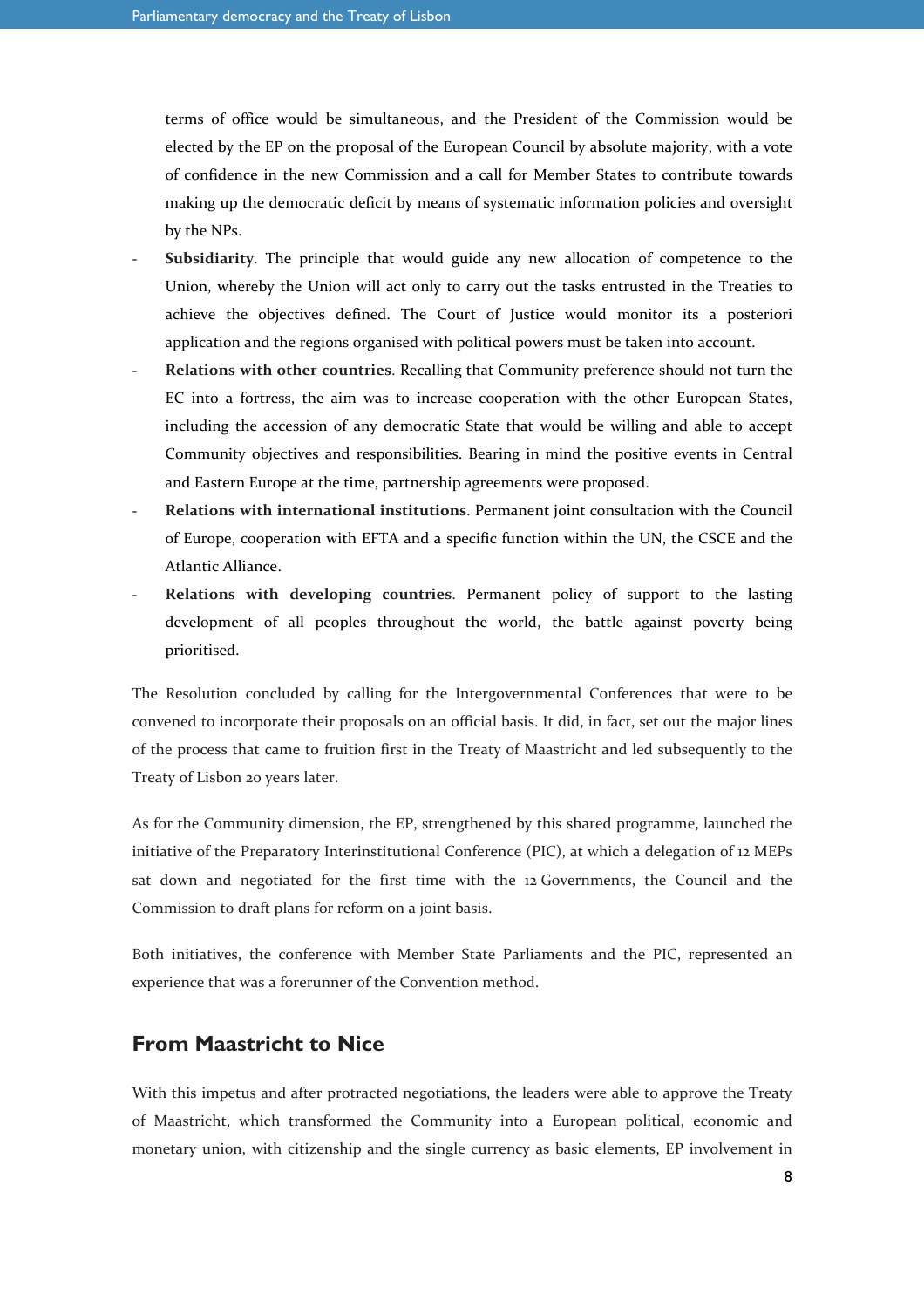terms of office would be simultaneous, and the President of the Commission would be elected by the EP on the proposal of the European Council by absolute majority, with a vote of confidence in the new Commission and a call for Member States to contribute towards making up the democratic deficit by means of systematic information policies and oversight by the NPs.

- **Subsidiarity**. The principle that would guide any new allocation of competence to the Union, whereby the Union will act only to carry out the tasks entrusted in the Treaties to achieve the objectives defined. The Court of Justice would monitor its a posteriori application and the regions organised with political powers must be taken into account.
- **Relations with other countries**. Recalling that Community preference should not turn the EC into a fortress, the aim was to increase cooperation with the other European States, including the accession of any democratic State that would be willing and able to accept Community objectives and responsibilities. Bearing in mind the positive events in Central and Eastern Europe at the time, partnership agreements were proposed.
- **Relations with international institutions**. Permanent joint consultation with the Council of Europe, cooperation with EFTA and a specific function within the UN, the CSCE and the Atlantic Alliance.
- **Relations with developing countries**. Permanent policy of support to the lasting development of all peoples throughout the world, the battle against poverty being prioritised.

The Resolution concluded by calling for the Intergovernmental Conferences that were to be convened to incorporate their proposals on an official basis. It did, in fact, set out the major lines of the process that came to fruition first in the Treaty of Maastricht and led subsequently to the Treaty of Lisbon 20 years later.

As for the Community dimension, the EP, strengthened by this shared programme, launched the initiative of the Preparatory Interinstitutional Conference (PIC), at which a delegation of 12 MEPs sat down and negotiated for the first time with the 12 Governments, the Council and the Commission to draft plans for reform on a joint basis.

Both initiatives, the conference with Member State Parliaments and the PIC, represented an experience that was a forerunner of the Convention method.

## From Maastricht to Nice

With this impetus and after protracted negotiations, the leaders were able to approve the Treaty of Maastricht, which transformed the Community into a European political, economic and monetary union, with citizenship and the single currency as basic elements, EP involvement in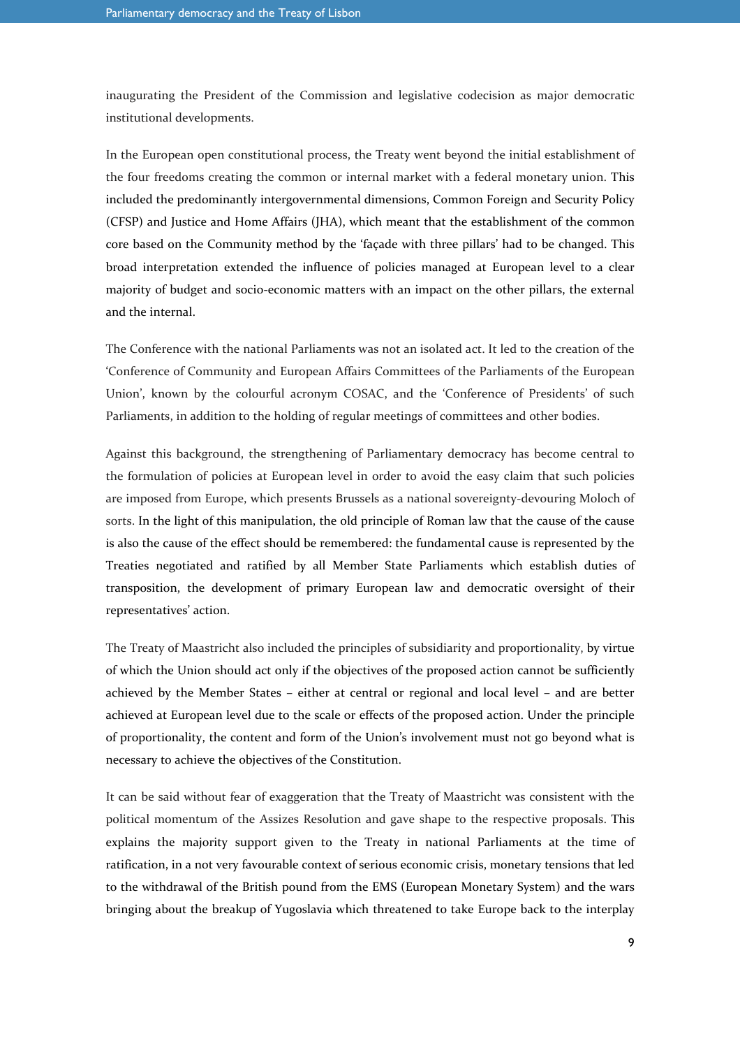inaugurating the President of the Commission and legislative codecision as major democratic institutional developments.

In the European open constitutional process, the Treaty went beyond the initial establishment of the four freedoms creating the common or internal market with a federal monetary union. This included the predominantly intergovernmental dimensions, Common Foreign and Security Policy (CFSP) and Justice and Home Affairs (JHA), which meant that the establishment of the common core based on the Community method by the 'façade with three pillars' had to be changed. This broad interpretation extended the influence of policies managed at European level to a clear majority of budget and socio-economic matters with an impact on the other pillars, the external and the internal.

The Conference with the national Parliaments was not an isolated act. It led to the creation of the 'Conference of Community and European Affairs Committees of the Parliaments of the European Union', known by the colourful acronym COSAC, and the 'Conference of Presidents' of such Parliaments, in addition to the holding of regular meetings of committees and other bodies.

Against this background, the strengthening of Parliamentary democracy has become central to the formulation of policies at European level in order to avoid the easy claim that such policies are imposed from Europe, which presents Brussels as a national sovereignty-devouring Moloch of sorts. In the light of this manipulation, the old principle of Roman law that the cause of the cause is also the cause of the effect should be remembered: the fundamental cause is represented by the Treaties negotiated and ratified by all Member State Parliaments which establish duties of transposition, the development of primary European law and democratic oversight of their representatives' action.

The Treaty of Maastricht also included the principles of subsidiarity and proportionality, by virtue of which the Union should act only if the objectives of the proposed action cannot be sufficiently achieved by the Member States – either at central or regional and local level – and are better achieved at European level due to the scale or effects of the proposed action. Under the principle of proportionality, the content and form of the Union's involvement must not go beyond what is necessary to achieve the objectives of the Constitution.

It can be said without fear of exaggeration that the Treaty of Maastricht was consistent with the political momentum of the Assizes Resolution and gave shape to the respective proposals. This explains the majority support given to the Treaty in national Parliaments at the time of ratification, in a not very favourable context of serious economic crisis, monetary tensions that led to the withdrawal of the British pound from the EMS (European Monetary System) and the wars bringing about the breakup of Yugoslavia which threatened to take Europe back to the interplay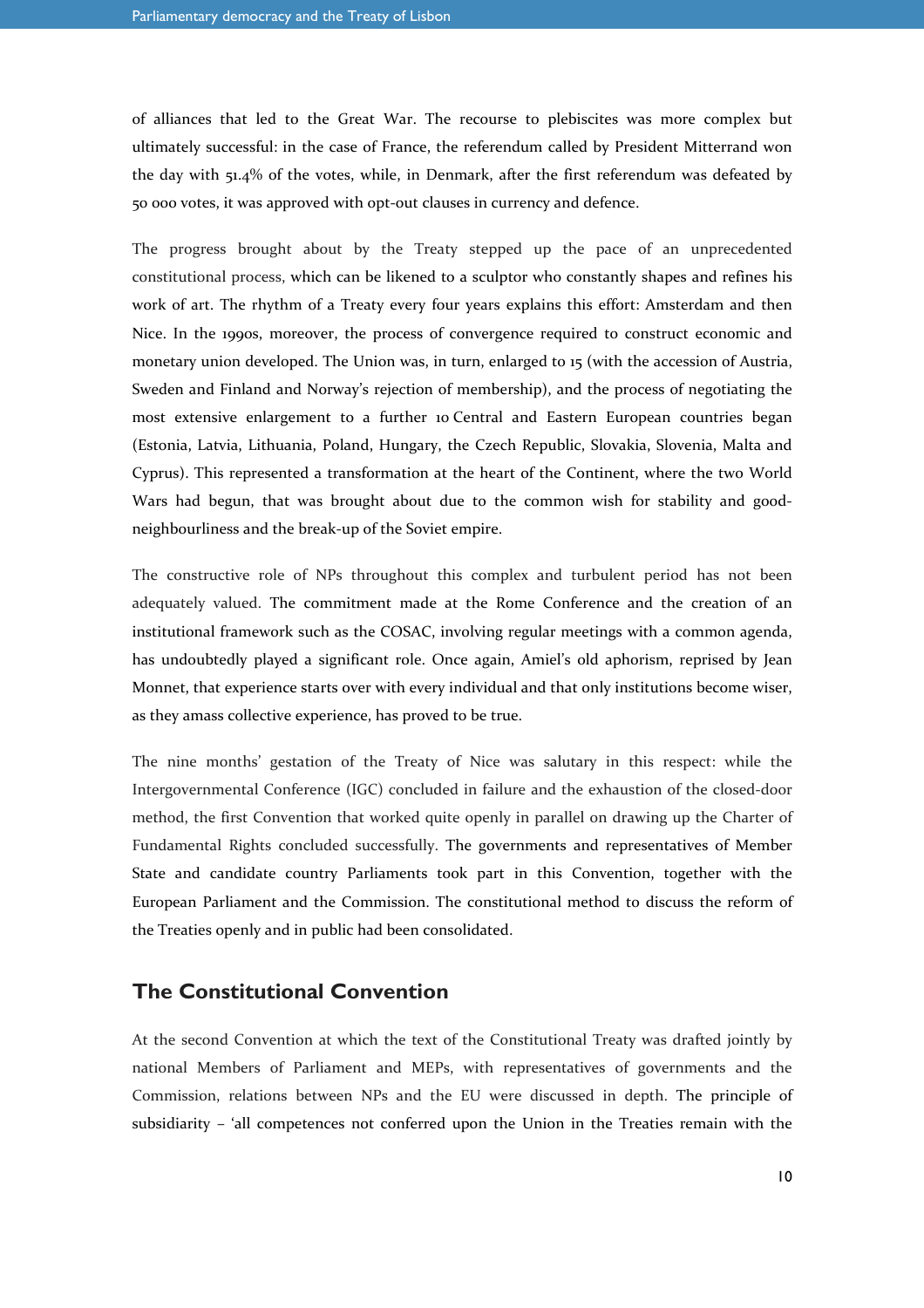of alliances that led to the Great War. The recourse to plebiscites was more complex but ultimately successful: in the case of France, the referendum called by President Mitterrand won the day with 51.4% of the votes, while, in Denmark, after the first referendum was defeated by 50 000 votes, it was approved with opt-out clauses in currency and defence.

The progress brought about by the Treaty stepped up the pace of an unprecedented constitutional process, which can be likened to a sculptor who constantly shapes and refines his work of art. The rhythm of a Treaty every four years explains this effort: Amsterdam and then Nice. In the 1990s, moreover, the process of convergence required to construct economic and monetary union developed. The Union was, in turn, enlarged to 15 (with the accession of Austria, Sweden and Finland and Norway's rejection of membership), and the process of negotiating the most extensive enlargement to a further 10 Central and Eastern European countries began (Estonia, Latvia, Lithuania, Poland, Hungary, the Czech Republic, Slovakia, Slovenia, Malta and Cyprus). This represented a transformation at the heart of the Continent, where the two World Wars had begun, that was brought about due to the common wish for stability and good-neighbourliness and the break-up of the Soviet empire.

The constructive role of NPs throughout this complex and turbulent period has not been adequately valued. The commitment made at the Rome Conference and the creation of an institutional framework such as the COSAC, involving regular meetings with a common agenda, has undoubtedly played a significant role. Once again, Amiel's old aphorism, reprised by Jean Monnet, that experience starts over with every individual and that only institutions become wiser, as they amass collective experience, has proved to be true.

The nine months' gestation of the Treaty of Nice was salutary in this respect: while the Intergovernmental Conference (IGC) concluded in failure and the exhaustion of the closed-door method, the first Convention that worked quite openly in parallel on drawing up the Charter of Fundamental Rights concluded successfully. The governments and representatives of Member State and candidate country Parliaments took part in this Convention, together with the European Parliament and the Commission. The constitutional method to discuss the reform of the Treaties openly and in public had been consolidated.

## The Constitutional Convention

At the second Convention at which the text of the Constitutional Treaty was drafted jointly by national Members of Parliament and MEPs, with representatives of governments and the Commission, relations between NPs and the EU were discussed in depth. The principle of subsidiarity – 'all competences not conferred upon the Union in the Treaties remain with the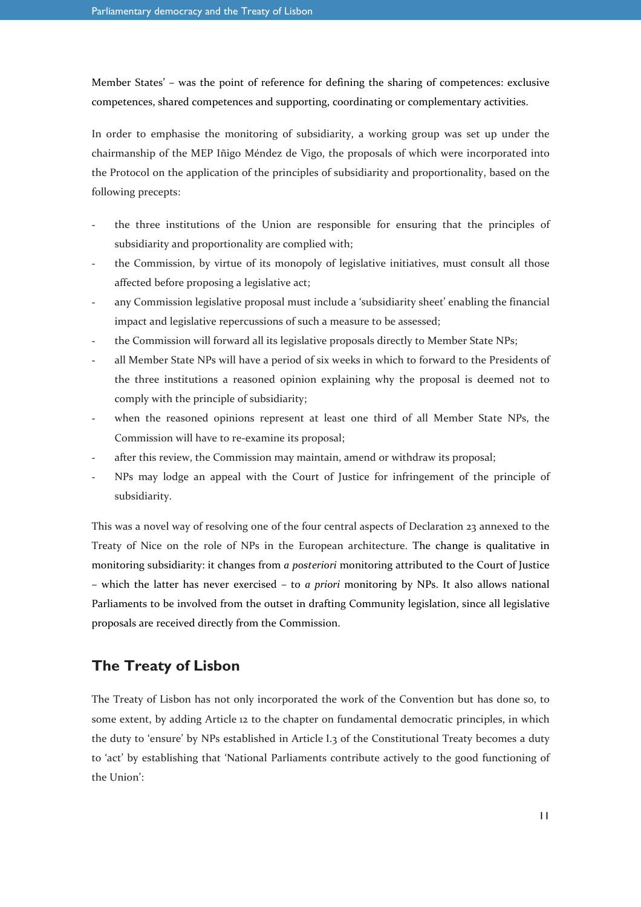Member States' – was the point of reference for defining the sharing of competences: exclusive competences, shared competences and supporting, coordinating or complementary activities.

In order to emphasise the monitoring of subsidiarity, a working group was set up under the chairmanship of the MEP Iñigo Méndez de Vigo, the proposals of which were incorporated into the Protocol on the application of the principles of subsidiarity and proportionality, based on the following precepts:

- the three institutions of the Union are responsible for ensuring that the principles of subsidiarity and proportionality are complied with;
- the Commission, by virtue of its monopoly of legislative initiatives, must consult all those affected before proposing a legislative act;
- any Commission legislative proposal must include a 'subsidiarity sheet' enabling the financial impact and legislative repercussions of such a measure to be assessed;
- the Commission will forward all its legislative proposals directly to Member State NPs;
- all Member State NPs will have a period of six weeks in which to forward to the Presidents of the three institutions a reasoned opinion explaining why the proposal is deemed not to comply with the principle of subsidiarity;
- when the reasoned opinions represent at least one third of all Member State NPs, the Commission will have to re-examine its proposal;
- after this review, the Commission may maintain, amend or withdraw its proposal;
- NPs may lodge an appeal with the Court of Justice for infringement of the principle of subsidiarity.

This was a novel way of resolving one of the four central aspects of Declaration 23 annexed to the Treaty of Nice on the role of NPs in the European architecture. The change is qualitative in monitoring subsidiarity: it changes from *a posteriori* monitoring attributed to the Court of Justice – which the latter has never exercised – to *a priori* monitoring by NPs. It also allows national Parliaments to be involved from the outset in drafting Community legislation, since all legislative proposals are received directly from the Commission.

## The Treaty of Lisbon

The Treaty of Lisbon has not only incorporated the work of the Convention but has done so, to some extent, by adding Article 12 to the chapter on fundamental democratic principles, in which the duty to 'ensure' by NPs established in Article I.3 of the Constitutional Treaty becomes a duty to 'act' by establishing that 'National Parliaments contribute actively to the good functioning of the Union':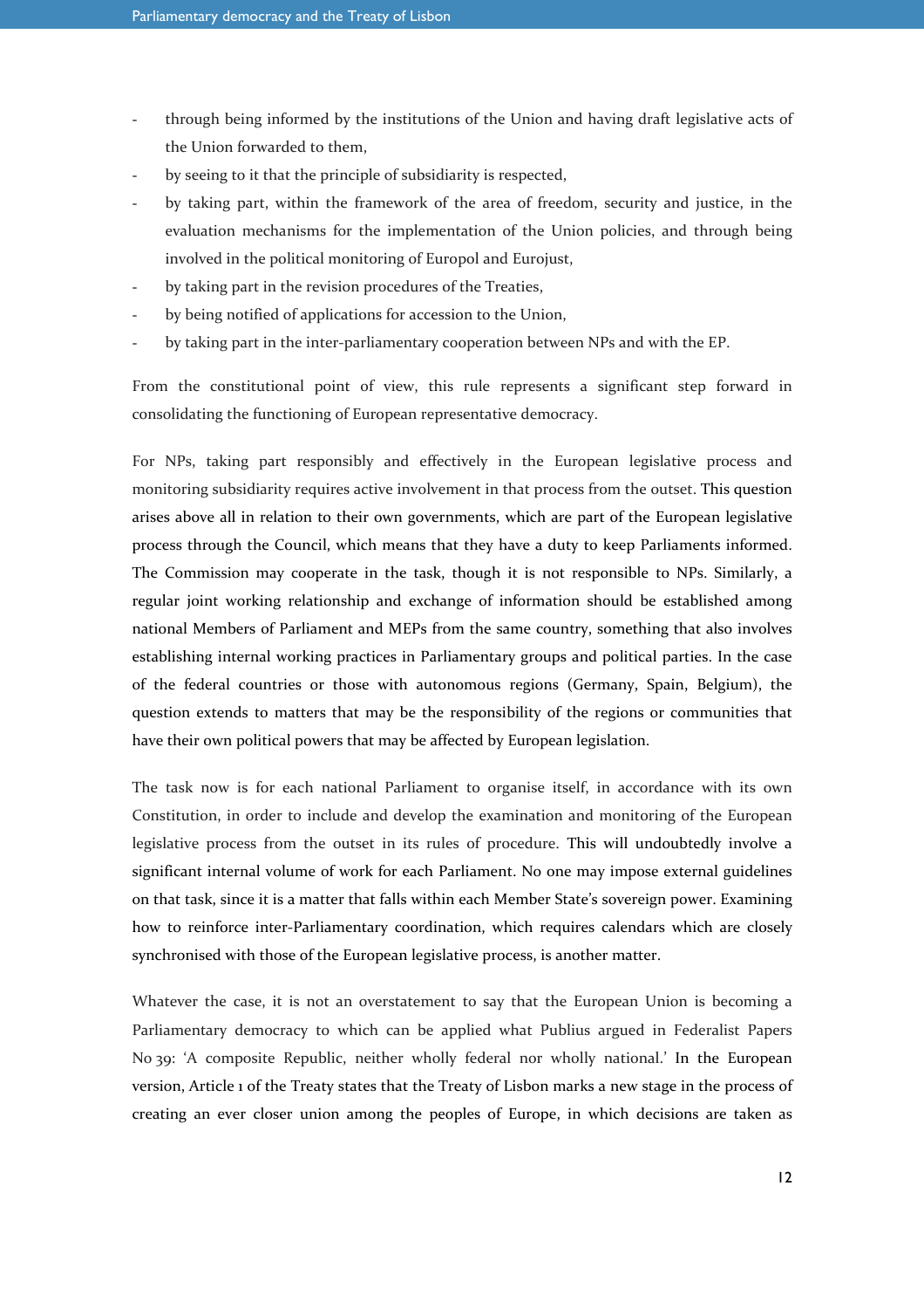- through being informed by the institutions of the Union and having draft legislative acts of the Union forwarded to them,
- by seeing to it that the principle of subsidiarity is respected,
- by taking part, within the framework of the area of freedom, security and justice, in the evaluation mechanisms for the implementation of the Union policies, and through being involved in the political monitoring of Europol and Eurojust,
- by taking part in the revision procedures of the Treaties,
- by being notified of applications for accession to the Union,
- by taking part in the inter-parliamentary cooperation between NPs and with the EP.

From the constitutional point of view, this rule represents a significant step forward in consolidating the functioning of European representative democracy.

For NPs, taking part responsibly and effectively in the European legislative process and monitoring subsidiarity requires active involvement in that process from the outset. This question arises above all in relation to their own governments, which are part of the European legislative process through the Council, which means that they have a duty to keep Parliaments informed. The Commission may cooperate in the task, though it is not responsible to NPs. Similarly, a regular joint working relationship and exchange of information should be established among national Members of Parliament and MEPs from the same country, something that also involves establishing internal working practices in Parliamentary groups and political parties. In the case of the federal countries or those with autonomous regions (Germany, Spain, Belgium), the question extends to matters that may be the responsibility of the regions or communities that have their own political powers that may be affected by European legislation.

The task now is for each national Parliament to organise itself, in accordance with its own Constitution, in order to include and develop the examination and monitoring of the European legislative process from the outset in its rules of procedure. This will undoubtedly involve a significant internal volume of work for each Parliament. No one may impose external guidelines on that task, since it is a matter that falls within each Member State's sovereign power. Examining how to reinforce inter-Parliamentary coordination, which requires calendars which are closely synchronised with those of the European legislative process, is another matter.

Whatever the case, it is not an overstatement to say that the European Union is becoming a Parliamentary democracy to which can be applied what Publius argued in Federalist Papers No 39: 'A composite Republic, neither wholly federal nor wholly national.' In the European version, Article 1 of the Treaty states that the Treaty of Lisbon marks a new stage in the process of creating an ever closer union among the peoples of Europe, in which decisions are taken as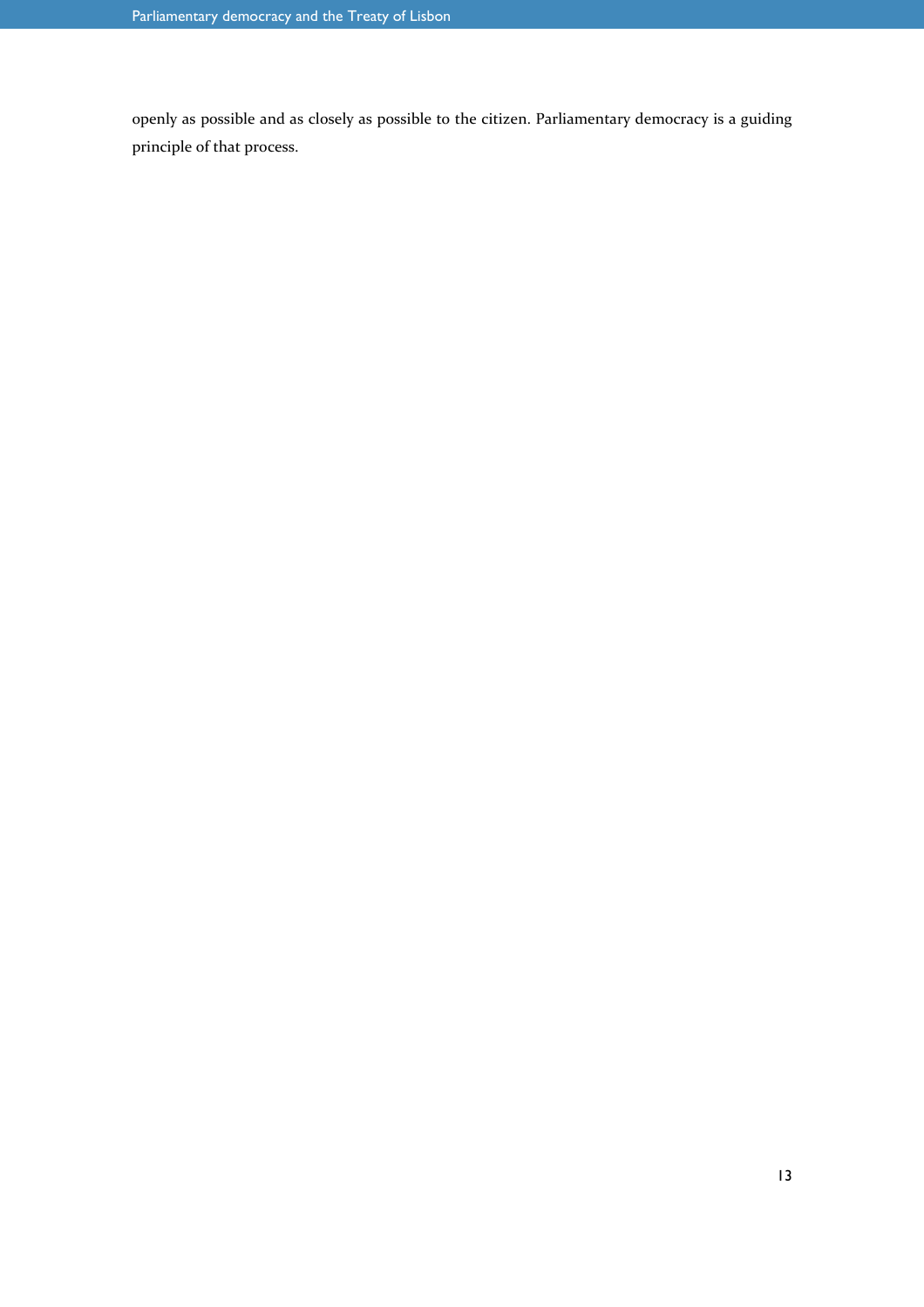openly as possible and as closely as possible to the citizen. Parliamentary democracy is a guiding principle of that process.